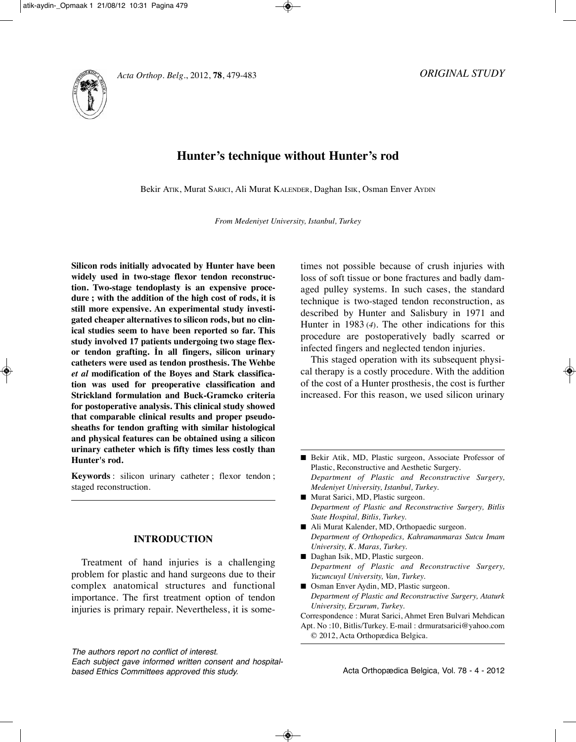ORIGINAL STUDY

# Hunter's technique without Hunter's rod

Bekir ATIK, Murat SARICI, Ali Murat KALENDER, Daghan ISIK, Osman Enver AYDIN

*From Medeniyet University, Istanbul, Turkey*

**Silicon rods initially advocated by Hunter have been widely used in two-stage flexor tendon reconstruction. Two-stage tendoplasty is an expensive procedure ; with the addition of the high cost of rods, it is still more expensive. An experimental study investigated cheaper alternatives to silicon rods, but no clinical studies seem to have been reported so far. This study involved 17 patients undergoing two stage flexor tendon grafting. İn all fingers, silicon urinary catheters were used as tendon prosthesis. The Wehbe *et al* modification of the Boyes and Stark classification was used for preoperative classification and Strickland formulation and Buck-Gramcko criteria for postoperative analysis. This clinical study showed that comparable clinical results and proper pseudosheaths for tendon grafting with similar histological and physical features can be obtained using a silicon urinary catheter which is fifty times less costly than Hunter's rod.**

**Keywords** : silicon urinary catheter ; flexor tendon ; staged reconstruction.

## INTRODUCTION

Treatment of hand injuries is a challenging problem for plastic and hand surgeons due to their complex anatomical structures and functional importance. The first treatment option of tendon injuries is primary repair. Nevertheless, it is sometimes not possible because of crush injuries with loss of soft tissue or bone fractures and badly damaged pulley systems. In such cases, the standard technique is two-staged tendon reconstruction, as described by Hunter and Salisbury in 1971 and Hunter in 1983 (*4*). The other indications for this procedure are postoperatively badly scarred or infected fingers and neglected tendon injuries.

This staged operation with its subsequent physical therapy is a costly procedure. With the addition of the cost of a Hunter prosthesis, the cost is further increased. For this reason, we used silicon urinary

- Bekir Atik, MD, Plastic surgeon, Associate Professor of Plastic, Reconstructive and Aesthetic Surgery. *Department of Plastic and Reconstructive Surgery, Medeniyet University, Istanbul, Turkey.*
- Murat Sarici, MD, Plastic surgeon. *Department of Plastic and Reconstructive Surgery, Bitlis State Hospital, Bitlis, Turkey.*
- Ali Murat Kalender, MD, Orthopaedic surgeon. *Department of Orthopedics, Kahramanmaras Sutcu Imam University, K. Maras, Turkey.*
- Daghan Isik, MD, Plastic surgeon. *Department of Plastic and Reconstructive Surgery, Yuzuncuyıl University, Van, Turkey.*
- Osman Enver Aydin, MD, Plastic surgeon. *Department of Plastic and Reconstructive Surgery, Ataturk University, Erzurum, Turkey.*

Correspondence : Murat Sarici, Ahmet Eren Bulvari Mehdican Apt. No :10, Bitlis/Turkey. E-mail : drmuratsarici@yahoo.com

© 2012, Acta Orthopædica Belgica.

*The authors report no conflict of interest.*
*Each subject gave informed written consent and hospital-based Ethics Committees approved this study.*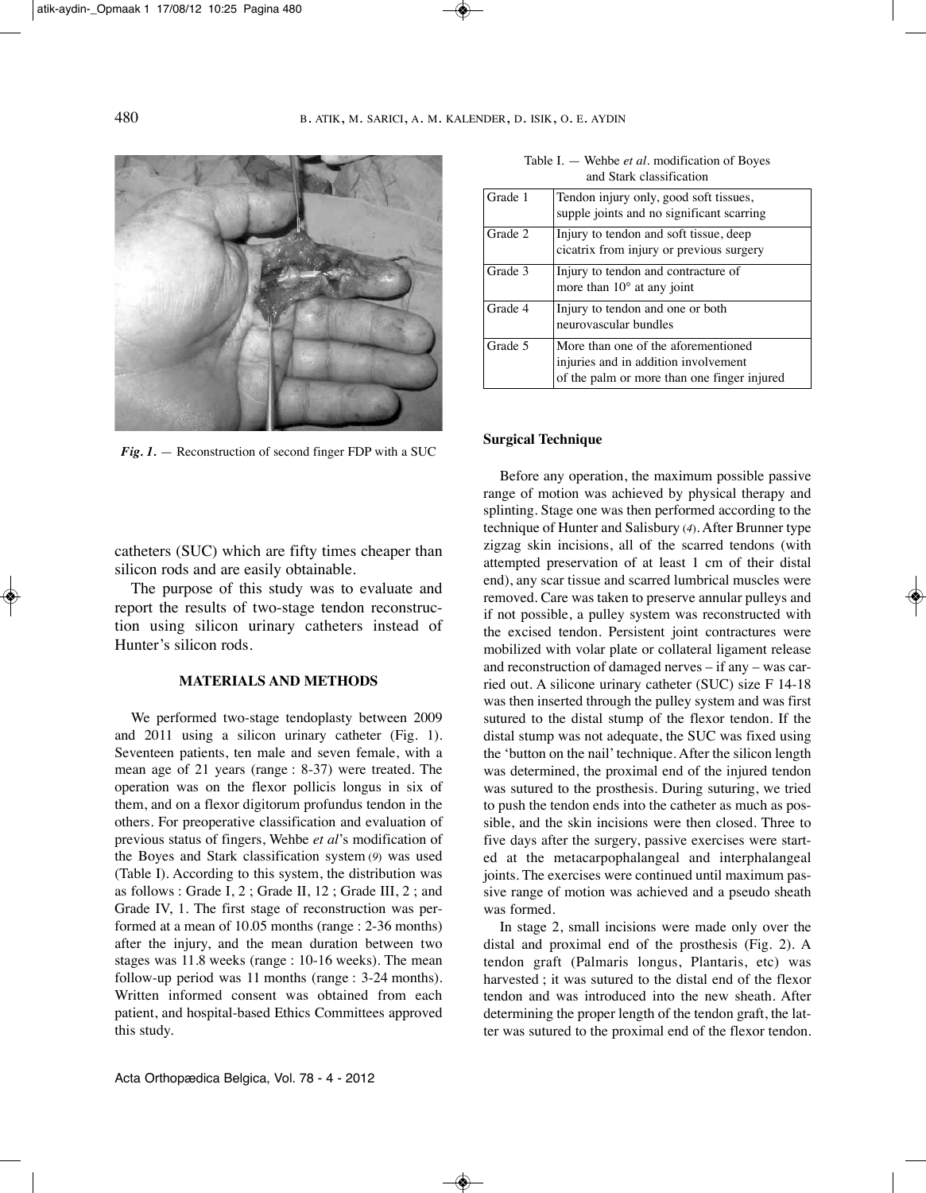*Fig. 1.* — Reconstruction of second finger FDP with a SUC

catheters (SUC) which are fifty times cheaper than silicon rods and are easily obtainable.

The purpose of this study was to evaluate and report the results of two-stage tendon reconstruction using silicon urinary catheters instead of Hunter's silicon rods.

## MATERIALS AND METHODS

We performed two-stage tendoplasty between 2009 and 2011 using a silicon urinary catheter (Fig. 1). Seventeen patients, ten male and seven female, with a mean age of 21 years (range : 8-37) were treated. The operation was on the flexor pollicis longus in six of them, and on a flexor digitorum profundus tendon in the others. For preoperative classification and evaluation of previous status of fingers, Wehbe *et al*'s modification of the Boyes and Stark classification system (9) was used (Table I). According to this system, the distribution was as follows : Grade I, 2 ; Grade II, 12 ; Grade III, 2 ; and Grade IV, 1. The first stage of reconstruction was performed at a mean of 10.05 months (range : 2-36 months) after the injury, and the mean duration between two stages was 11.8 weeks (range : 10-16 weeks). The mean follow-up period was 11 months (range : 3-24 months). Written informed consent was obtained from each patient, and hospital-based Ethics Committees approved this study.

Table I. — Wehbe *et al*. modification of Boyes and Stark classification

| | |
|---|---|
| Grade 1 | Tendon injury only, good soft tissues, supple joints and no significant scarring |
| Grade 2 | Injury to tendon and soft tissue, deep cicatrix from injury or previous surgery |
| Grade 3 | Injury to tendon and contracture of more than 10° at any joint |
| Grade 4 | Injury to tendon and one or both neurovascular bundles |
| Grade 5 | More than one of the aforementioned injuries and in addition involvement of the palm or more than one finger injured |

### Surgical Technique

Before any operation, the maximum possible passive range of motion was achieved by physical therapy and splinting. Stage one was then performed according to the technique of Hunter and Salisbury (4). After Brunner type zigzag skin incisions, all of the scarred tendons (with attempted preservation of at least 1 cm of their distal end), any scar tissue and scarred lumbrical muscles were removed. Care was taken to preserve annular pulleys and if not possible, a pulley system was reconstructed with the excised tendon. Persistent joint contractures were mobilized with volar plate or collateral ligament release and reconstruction of damaged nerves – if any – was carried out. A silicone urinary catheter (SUC) size F 14-18 was then inserted through the pulley system and was first sutured to the distal stump of the flexor tendon. If the distal stump was not adequate, the SUC was fixed using the 'button on the nail' technique. After the silicon length was determined, the proximal end of the injured tendon was sutured to the prosthesis. During suturing, we tried to push the tendon ends into the catheter as much as possible, and the skin incisions were then closed. Three to five days after the surgery, passive exercises were started at the metacarpophalangeal and interphalangeal joints. The exercises were continued until maximum passive range of motion was achieved and a pseudo sheath was formed.

In stage 2, small incisions were made only over the distal and proximal end of the prosthesis (Fig. 2). A tendon graft (Palmaris longus, Plantaris, etc) was harvested ; it was sutured to the distal end of the flexor tendon and was introduced into the new sheath. After determining the proper length of the tendon graft, the latter was sutured to the proximal end of the flexor tendon.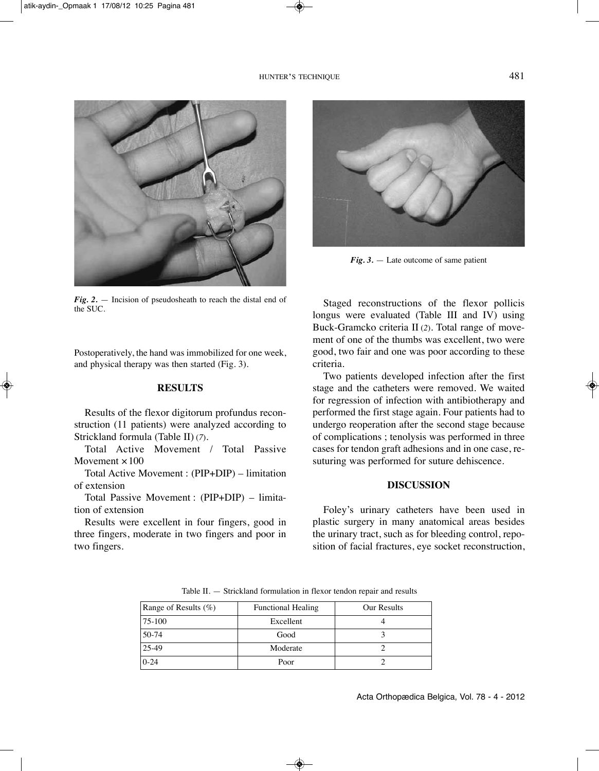*Fig. 2.* — Incision of pseudosheath to reach the distal end of the SUC.

Postoperatively, the hand was immobilized for one week, and physical therapy was then started (Fig. 3).

## RESULTS

Results of the flexor digitorum profundus reconstruction (11 patients) were analyzed according to Strickland formula (Table II) (7).

Total Active Movement / Total Passive Movement × 100

Total Active Movement : (PIP+DIP) – limitation of extension

Total Passive Movement : (PIP+DIP) – limitation of extension

Results were excellent in four fingers, good in three fingers, moderate in two fingers and poor in two fingers.

*Fig. 3.* — Late outcome of same patient

Staged reconstructions of the flexor pollicis longus were evaluated (Table III and IV) using Buck-Gramcko criteria II (2). Total range of movement of one of the thumbs was excellent, two were good, two fair and one was poor according to these criteria.

Two patients developed infection after the first stage and the catheters were removed. We waited for regression of infection with antibiotherapy and performed the first stage again. Four patients had to undergo reoperation after the second stage because of complications ; tenolysis was performed in three cases for tendon graft adhesions and in one case, resuturing was performed for suture dehiscence.

## DISCUSSION

Foley's urinary catheters have been used in plastic surgery in many anatomical areas besides the urinary tract, such as for bleeding control, reposition of facial fractures, eye socket reconstruction,

Table II. — Strickland formulation in flexor tendon repair and results

| Range of Results (%) | Functional Healing | Our Results |
|---|---|---|
| 75-100 | Excellent | 4 |
| 50-74 | Good | 3 |
| 25-49 | Moderate | 2 |
| 0-24 | Poor | 2 |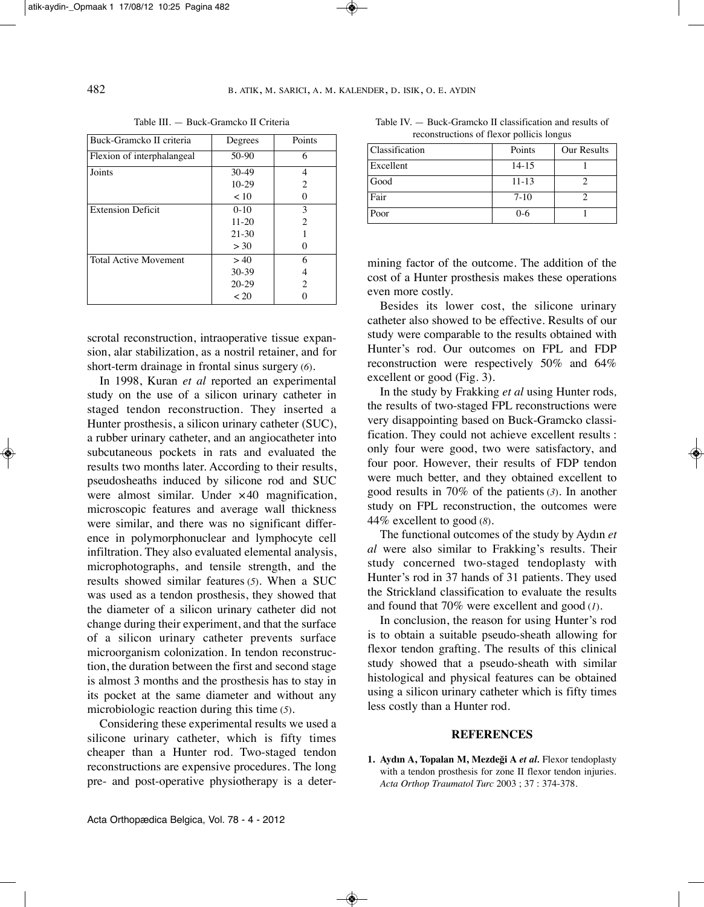Table III. — Buck-Gramcko II Criteria

| Buck-Gramcko II criteria | Degrees | Points |
|---|---|---|
| Flexion of interphalangeal | 50-90 | 6 |
| Joints | 30-49 | 4 |
| | 10-29 | 2 |
| | < 10 | 0 |
| Extension Deficit | 0-10 | 3 |
| | 11-20 | 2 |
| | 21-30 | 1 |
| | > 30 | 0 |
| Total Active Movement | > 40 | 6 |
| | 30-39 | 4 |
| | 20-29 | 2 |
| | < 20 | 0 |

scrotal reconstruction, intraoperative tissue expansion, alar stabilization, as a nostril retainer, and for short-term drainage in frontal sinus surgery (*6*).

In 1998, Kuran *et al* reported an experimental study on the use of a silicon urinary catheter in staged tendon reconstruction. They inserted a Hunter prosthesis, a silicon urinary catheter (SUC), a rubber urinary catheter, and an angiocatheter into subcutaneous pockets in rats and evaluated the results two months later. According to their results, pseudosheaths induced by silicone rod and SUC were almost similar. Under ×40 magnification, microscopic features and average wall thickness were similar, and there was no significant difference in polymorphonuclear and lymphocyte cell infiltration. They also evaluated elemental analysis, microphotographs, and tensile strength, and the results showed similar features (*5*). When a SUC was used as a tendon prosthesis, they showed that the diameter of a silicon urinary catheter did not change during their experiment, and that the surface of a silicon urinary catheter prevents surface microorganism colonization. In tendon reconstruction, the duration between the first and second stage is almost 3 months and the prosthesis has to stay in its pocket at the same diameter and without any microbiologic reaction during this time (*5*).

Considering these experimental results we used a silicone urinary catheter, which is fifty times cheaper than a Hunter rod. Two-staged tendon reconstructions are expensive procedures. The long pre- and post-operative physiotherapy is a determining factor of the outcome. The addition of the cost of a Hunter prosthesis makes these operations even more costly.

Table IV. — Buck-Gramcko II classification and results of reconstructions of flexor pollicis longus

| Classification | Points | Our Results |
|---|---|---|
| Excellent | 14-15 | 1 |
| Good | 11-13 | 2 |
| Fair | 7-10 | 2 |
| Poor | 0-6 | 1 |

Besides its lower cost, the silicone urinary catheter also showed to be effective. Results of our study were comparable to the results obtained with Hunter's rod. Our outcomes on FPL and FDP reconstruction were respectively 50% and 64% excellent or good (Fig. 3).

In the study by Frakking *et al* using Hunter rods, the results of two-staged FPL reconstructions were very disappointing based on Buck-Gramcko classification. They could not achieve excellent results : only four were good, two were satisfactory, and four poor. However, their results of FDP tendon were much better, and they obtained excellent to good results in 70% of the patients (*3*). In another study on FPL reconstruction, the outcomes were 44% excellent to good (*8*).

The functional outcomes of the study by Aydın *et al* were also similar to Frakking's results. Their study concerned two-staged tendoplasty with Hunter's rod in 37 hands of 31 patients. They used the Strickland classification to evaluate the results and found that 70% were excellent and good (*1*).

In conclusion, the reason for using Hunter's rod is to obtain a suitable pseudo-sheath allowing for flexor tendon grafting. The results of this clinical study showed that a pseudo-sheath with similar histological and physical features can be obtained using a silicon urinary catheter which is fifty times less costly than a Hunter rod.

## REFERENCES

1. **Aydın A, Topalan M, Mezdeği A *et al*.** Flexor tendoplasty with a tendon prosthesis for zone II flexor tendon injuries. *Acta Orthop Traumatol Turc* 2003 ; 37 : 374-378.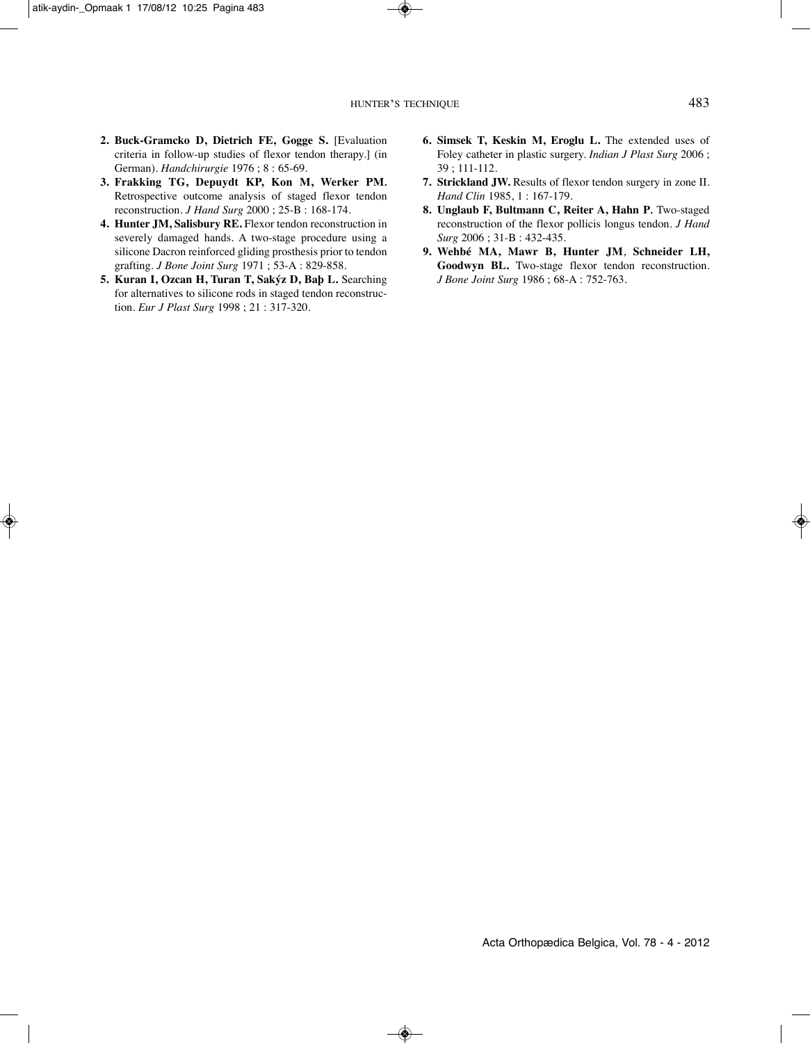2. **Buck-Gramcko D, Dietrich FE, Gogge S.** [Evaluation criteria in follow-up studies of flexor tendon therapy.] (in German). *Handchirurgie* 1976 ; 8 : 65-69.
3. **Frakking TG, Depuydt KP, Kon M, Werker PM.** Retrospective outcome analysis of staged flexor tendon reconstruction. *J Hand Surg* 2000 ; 25-B : 168-174.
4. **Hunter JM, Salisbury RE.** Flexor tendon reconstruction in severely damaged hands. A two-stage procedure using a silicone Dacron reinforced gliding prosthesis prior to tendon grafting. *J Bone Joint Surg* 1971 ; 53-A : 829-858.
5. **Kuran I, Ozcan H, Turan T, Sakýz D, Baþ L.** Searching for alternatives to silicone rods in staged tendon reconstruction. *Eur J Plast Surg* 1998 ; 21 : 317-320.
6. **Simsek T, Keskin M, Eroglu L.** The extended uses of Foley catheter in plastic surgery. *Indian J Plast Surg* 2006 ; 39 ; 111-112.
7. **Strickland JW.** Results of flexor tendon surgery in zone II. *Hand Clin* 1985, 1 : 167-179.
8. **Unglaub F, Bultmann C, Reiter A, Hahn P.** Two-staged reconstruction of the flexor pollicis longus tendon. *J Hand Surg* 2006 ; 31-B : 432-435.
9. **Wehbé MA, Mawr B, Hunter JM**, **Schneider LH, Goodwyn BL.** Two-stage flexor tendon reconstruction. *J Bone Joint Surg* 1986 ; 68-A : 752-763.